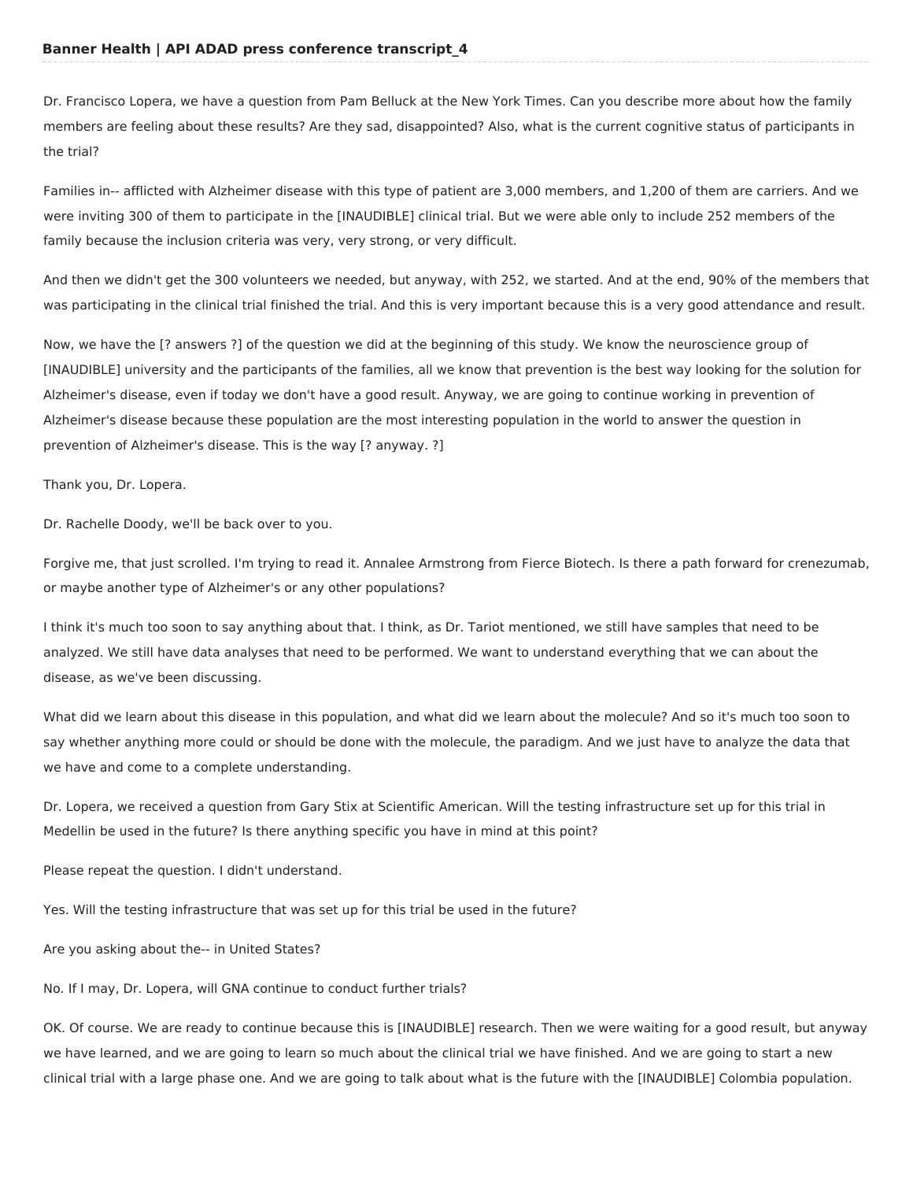Dr. Francisco Lopera, we have a question from Pam Belluck at the New York Times. Can you describe more about how the family members are feeling about these results? Are they sad, disappointed? Also, what is the current cognitive status of participants in the trial?

Families in-- afflicted with Alzheimer disease with this type of patient are 3,000 members, and 1,200 of them are carriers. And we were inviting 300 of them to participate in the [INAUDIBLE] clinical trial. But we were able only to include 252 members of the family because the inclusion criteria was very, very strong, or very difficult.

And then we didn't get the 300 volunteers we needed, but anyway, with 252, we started. And at the end, 90% of the members that was participating in the clinical trial finished the trial. And this is very important because this is a very good attendance and result.

Now, we have the [? answers ?] of the question we did at the beginning of this study. We know the neuroscience group of [INAUDIBLE] university and the participants of the families, all we know that prevention is the best way looking for the solution for Alzheimer's disease, even if today we don't have a good result. Anyway, we are going to continue working in prevention of Alzheimer's disease because these population are the most interesting population in the world to answer the question in prevention of Alzheimer's disease. This is the way [? anyway. ?]

Thank you, Dr. Lopera.

Dr. Rachelle Doody, we'll be back over to you.

Forgive me, that just scrolled. I'm trying to read it. Annalee Armstrong from Fierce Biotech. Is there a path forward for crenezumab, or maybe another type of Alzheimer's or any other populations?

I think it's much too soon to say anything about that. I think, as Dr. Tariot mentioned, we still have samples that need to be analyzed. We still have data analyses that need to be performed. We want to understand everything that we can about the disease, as we've been discussing.

What did we learn about this disease in this population, and what did we learn about the molecule? And so it's much too soon to say whether anything more could or should be done with the molecule, the paradigm. And we just have to analyze the data that we have and come to a complete understanding.

Dr. Lopera, we received a question from Gary Stix at Scientific American. Will the testing infrastructure set up for this trial in Medellin be used in the future? Is there anything specific you have in mind at this point?

Please repeat the question. I didn't understand.

Yes. Will the testing infrastructure that was set up for this trial be used in the future?

Are you asking about the-- in United States?

No. If I may, Dr. Lopera, will GNA continue to conduct further trials?

OK. Of course. We are ready to continue because this is [INAUDIBLE] research. Then we were waiting for a good result, but anyway we have learned, and we are going to learn so much about the clinical trial we have finished. And we are going to start a new clinical trial with a large phase one. And we are going to talk about what is the future with the [INAUDIBLE] Colombia population.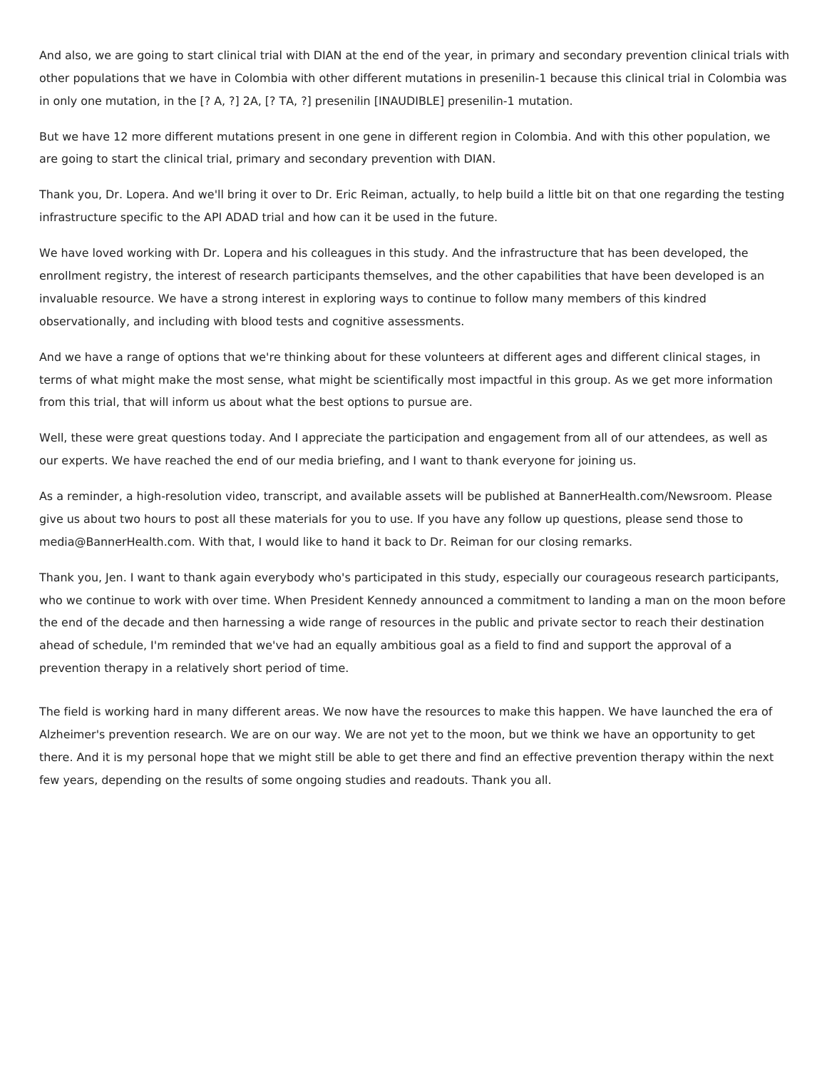And also, we are going to start clinical trial with DIAN at the end of the year, in primary and secondary prevention clinical trials with other populations that we have in Colombia with other different mutations in presenilin-1 because this clinical trial in Colombia was in only one mutation, in the [? A, ?] 2A, [? TA, ?] presenilin [INAUDIBLE] presenilin-1 mutation.

But we have 12 more different mutations present in one gene in different region in Colombia. And with this other population, we are going to start the clinical trial, primary and secondary prevention with DIAN.

Thank you, Dr. Lopera. And we'll bring it over to Dr. Eric Reiman, actually, to help build a little bit on that one regarding the testing infrastructure specific to the API ADAD trial and how can it be used in the future.

We have loved working with Dr. Lopera and his colleagues in this study. And the infrastructure that has been developed, the enrollment registry, the interest of research participants themselves, and the other capabilities that have been developed is an invaluable resource. We have a strong interest in exploring ways to continue to follow many members of this kindred observationally, and including with blood tests and cognitive assessments.

And we have a range of options that we're thinking about for these volunteers at different ages and different clinical stages, in terms of what might make the most sense, what might be scientifically most impactful in this group. As we get more information from this trial, that will inform us about what the best options to pursue are.

Well, these were great questions today. And I appreciate the participation and engagement from all of our attendees, as well as our experts. We have reached the end of our media briefing, and I want to thank everyone for joining us.

As a reminder, a high-resolution video, transcript, and available assets will be published at BannerHealth.com/Newsroom. Please give us about two hours to post all these materials for you to use. If you have any follow up questions, please send those to media@BannerHealth.com. With that, I would like to hand it back to Dr. Reiman for our closing remarks.

Thank you, Jen. I want to thank again everybody who's participated in this study, especially our courageous research participants, who we continue to work with over time. When President Kennedy announced a commitment to landing a man on the moon before the end of the decade and then harnessing a wide range of resources in the public and private sector to reach their destination ahead of schedule, I'm reminded that we've had an equally ambitious goal as a field to find and support the approval of a prevention therapy in a relatively short period of time.

The field is working hard in many different areas. We now have the resources to make this happen. We have launched the era of Alzheimer's prevention research. We are on our way. We are not yet to the moon, but we think we have an opportunity to get there. And it is my personal hope that we might still be able to get there and find an effective prevention therapy within the next few years, depending on the results of some ongoing studies and readouts. Thank you all.